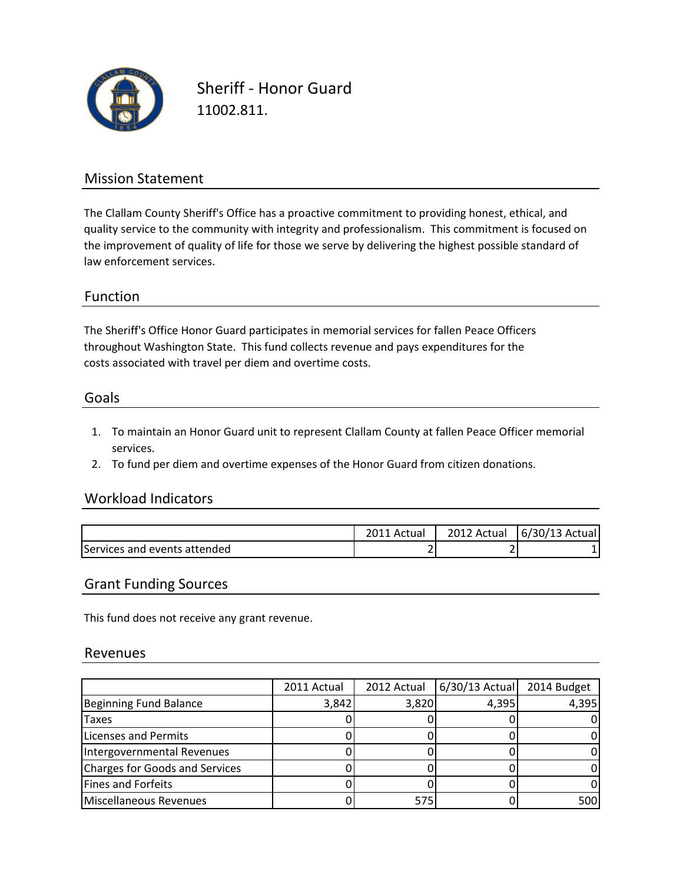# Sheriff - Honor Guard

11002.811.

## Mission Statement

The Clallam County Sheriff's Office has a proactive commitment to providing honest, ethical, and quality service to the community with integrity and professionalism. This commitment is focused on the improvement of quality of life for those we serve by delivering the highest possible standard of law enforcement services.

## Function

The Sheriff's Office Honor Guard participates in memorial services for fallen Peace Officers throughout Washington State. This fund collects revenue and pays expenditures for the costs associated with travel per diem and overtime costs.

## Goals

1. To maintain an Honor Guard unit to represent Clallam County at fallen Peace Officer memorial services.
2. To fund per diem and overtime expenses of the Honor Guard from citizen donations.

## Workload Indicators

| | 2011 Actual | 2012 Actual | 6/30/13 Actual |
|---|---|---|---|
| Services and events attended | 2 | 2 | 1 |

## Grant Funding Sources

This fund does not receive any grant revenue.

## Revenues

| | 2011 Actual | 2012 Actual | 6/30/13 Actual | 2014 Budget |
|---|---|---|---|---|
| Beginning Fund Balance | 3,842 | 3,820 | 4,395 | 4,395 |
| Taxes | 0 | 0 | 0 | 0 |
| Licenses and Permits | 0 | 0 | 0 | 0 |
| Intergovernmental Revenues | 0 | 0 | 0 | 0 |
| Charges for Goods and Services | 0 | 0 | 0 | 0 |
| Fines and Forfeits | 0 | 0 | 0 | 0 |
| Miscellaneous Revenues | 0 | 575 | 0 | 500 |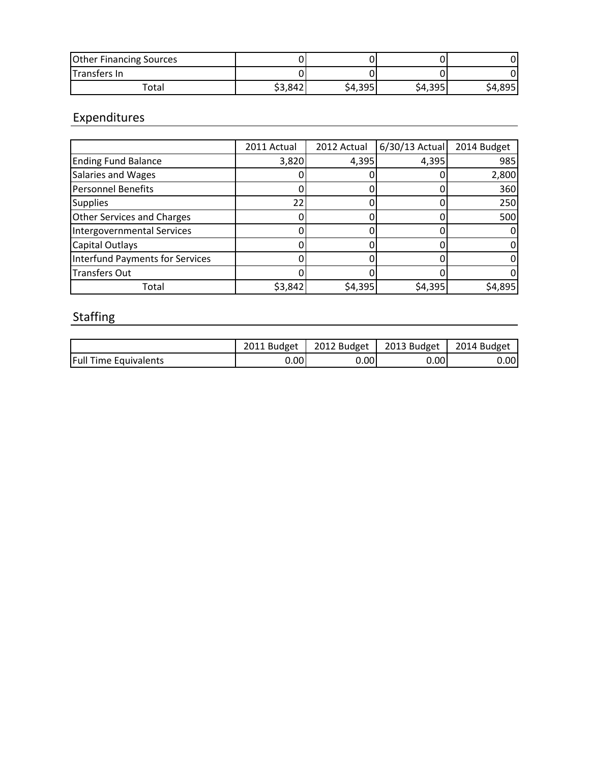| | | | | |
|---|---|---|---|---|
| Other Financing Sources | 0 | 0 | 0 | 0 |
| Transfers In | 0 | 0 | 0 | 0 |
| Total | $3,842 | $4,395 | $4,395 | $4,895 |

## Expenditures

| | 2011 Actual | 2012 Actual | 6/30/13 Actual | 2014 Budget |
|---|---|---|---|---|
| Ending Fund Balance | 3,820 | 4,395 | 4,395 | 985 |
| Salaries and Wages | 0 | 0 | 0 | 2,800 |
| Personnel Benefits | 0 | 0 | 0 | 360 |
| Supplies | 22 | 0 | 0 | 250 |
| Other Services and Charges | 0 | 0 | 0 | 500 |
| Intergovernmental Services | 0 | 0 | 0 | 0 |
| Capital Outlays | 0 | 0 | 0 | 0 |
| Interfund Payments for Services | 0 | 0 | 0 | 0 |
| Transfers Out | 0 | 0 | 0 | 0 |
| Total | $3,842 | $4,395 | $4,395 | $4,895 |

## Staffing

| | 2011 Budget | 2012 Budget | 2013 Budget | 2014 Budget |
|---|---|---|---|---|
| Full Time Equivalents | 0.00 | 0.00 | 0.00 | 0.00 |